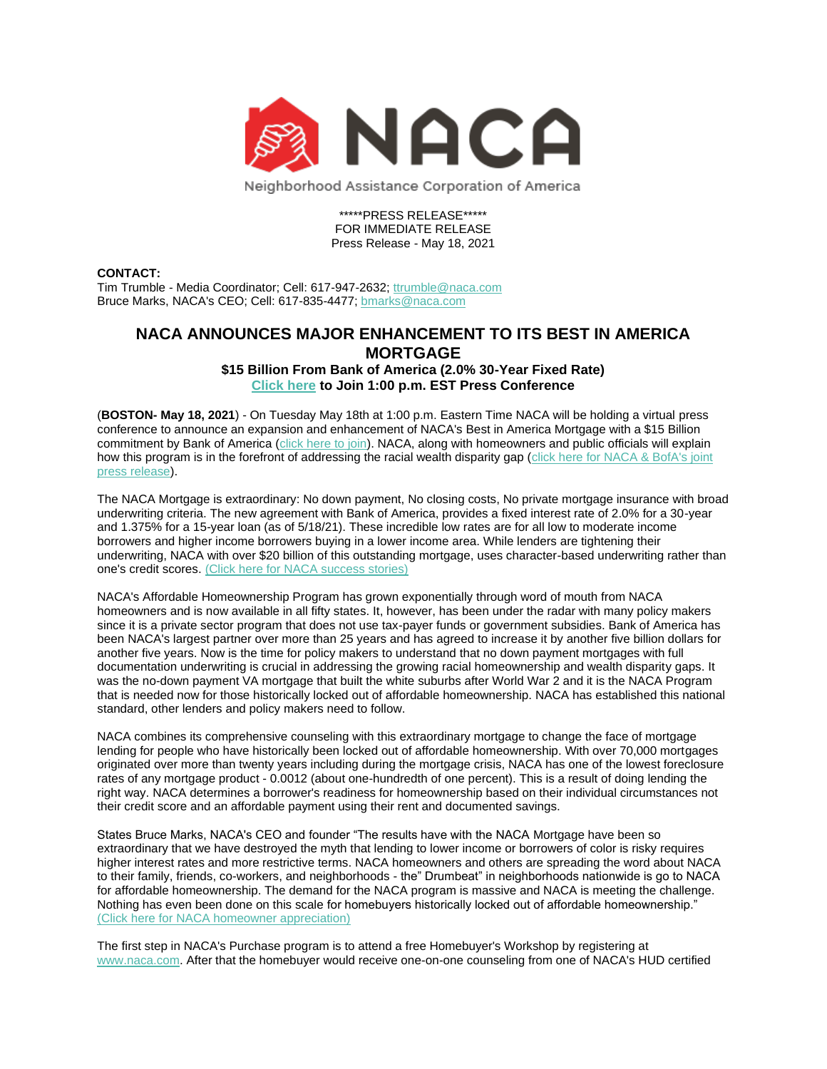# NACA

Neighborhood Assistance Corporation of America

*****PRESS RELEASE*****
FOR IMMEDIATE RELEASE
Press Release - May 18, 2021

**CONTACT:**
Tim Trumble - Media Coordinator; Cell: 617-947-2632; ttrumble@naca.com
Bruce Marks, NACA's CEO; Cell: 617-835-4477; bmarks@naca.com

## NACA ANNOUNCES MAJOR ENHANCEMENT TO ITS BEST IN AMERICA MORTGAGE

### $15 Billion From Bank of America (2.0% 30-Year Fixed Rate)

### Click here to Join 1:00 p.m. EST Press Conference

(**BOSTON- May 18, 2021**) - On Tuesday May 18th at 1:00 p.m. Eastern Time NACA will be holding a virtual press conference to announce an expansion and enhancement of NACA's Best in America Mortgage with a $15 Billion commitment by Bank of America (click here to join). NACA, along with homeowners and public officials will explain how this program is in the forefront of addressing the racial wealth disparity gap (click here for NACA & BofA's joint press release).

The NACA Mortgage is extraordinary: No down payment, No closing costs, No private mortgage insurance with broad underwriting criteria. The new agreement with Bank of America, provides a fixed interest rate of 2.0% for a 30-year and 1.375% for a 15-year loan (as of 5/18/21). These incredible low rates are for all low to moderate income borrowers and higher income borrowers buying in a lower income area. While lenders are tightening their underwriting, NACA with over $20 billion of this outstanding mortgage, uses character-based underwriting rather than one's credit scores. (Click here for NACA success stories)

NACA's Affordable Homeownership Program has grown exponentially through word of mouth from NACA homeowners and is now available in all fifty states. It, however, has been under the radar with many policy makers since it is a private sector program that does not use tax-payer funds or government subsidies. Bank of America has been NACA's largest partner over more than 25 years and has agreed to increase it by another five billion dollars for another five years. Now is the time for policy makers to understand that no down payment mortgages with full documentation underwriting is crucial in addressing the growing racial homeownership and wealth disparity gaps. It was the no-down payment VA mortgage that built the white suburbs after World War 2 and it is the NACA Program that is needed now for those historically locked out of affordable homeownership. NACA has established this national standard, other lenders and policy makers need to follow.

NACA combines its comprehensive counseling with this extraordinary mortgage to change the face of mortgage lending for people who have historically been locked out of affordable homeownership. With over 70,000 mortgages originated over more than twenty years including during the mortgage crisis, NACA has one of the lowest foreclosure rates of any mortgage product - 0.0012 (about one-hundredth of one percent). This is a result of doing lending the right way. NACA determines a borrower's readiness for homeownership based on their individual circumstances not their credit score and an affordable payment using their rent and documented savings.

States Bruce Marks, NACA's CEO and founder "The results have with the NACA Mortgage have been so extraordinary that we have destroyed the myth that lending to lower income or borrowers of color is risky requires higher interest rates and more restrictive terms. NACA homeowners and others are spreading the word about NACA to their family, friends, co-workers, and neighborhoods - the" Drumbeat" in neighborhoods nationwide is go to NACA for affordable homeownership. The demand for the NACA program is massive and NACA is meeting the challenge. Nothing has even been done on this scale for homebuyers historically locked out of affordable homeownership." (Click here for NACA homeowner appreciation)

The first step in NACA's Purchase program is to attend a free Homebuyer's Workshop by registering at www.naca.com. After that the homebuyer would receive one-on-one counseling from one of NACA's HUD certified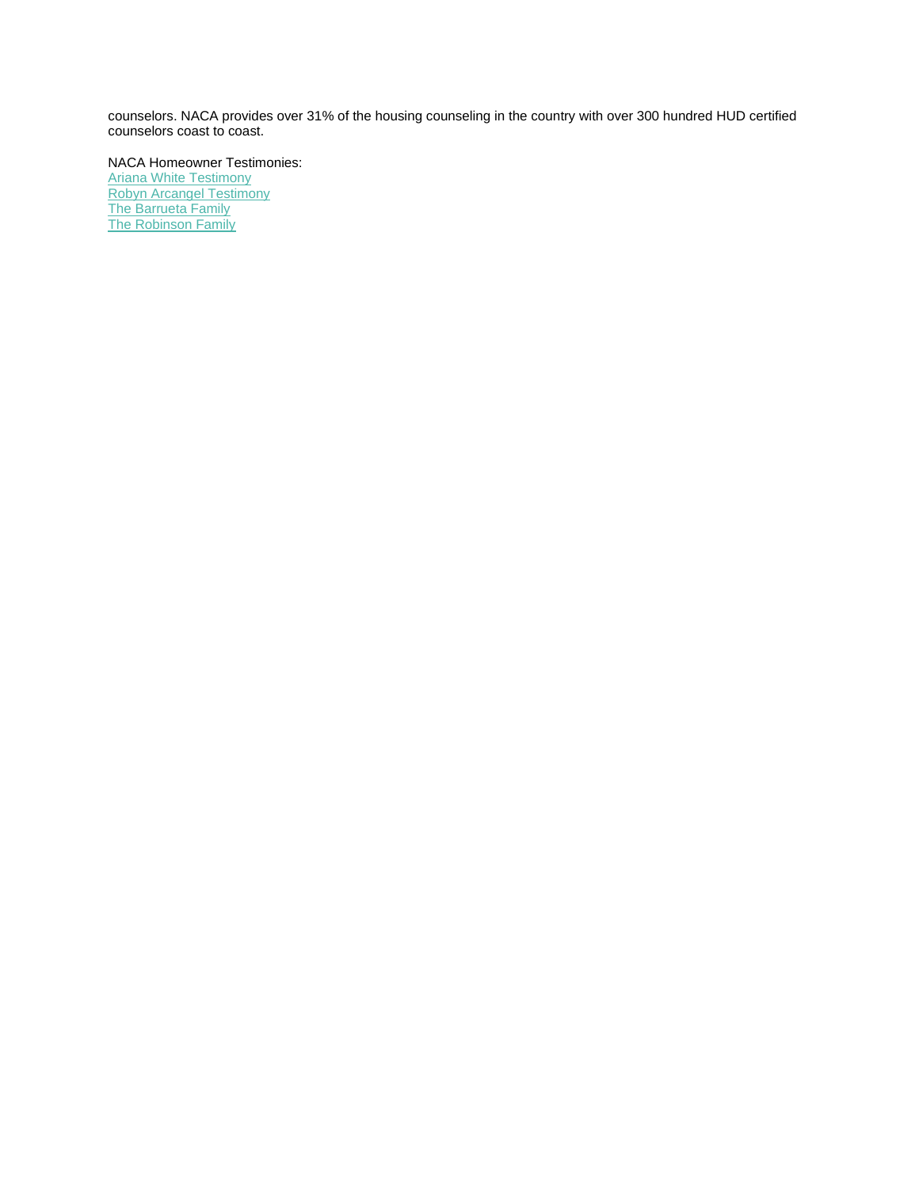counselors. NACA provides over 31% of the housing counseling in the country with over 300 hundred HUD certified counselors coast to coast.

NACA Homeowner Testimonies:
Ariana White Testimony
Robyn Arcangel Testimony
The Barrueta Family
The Robinson Family